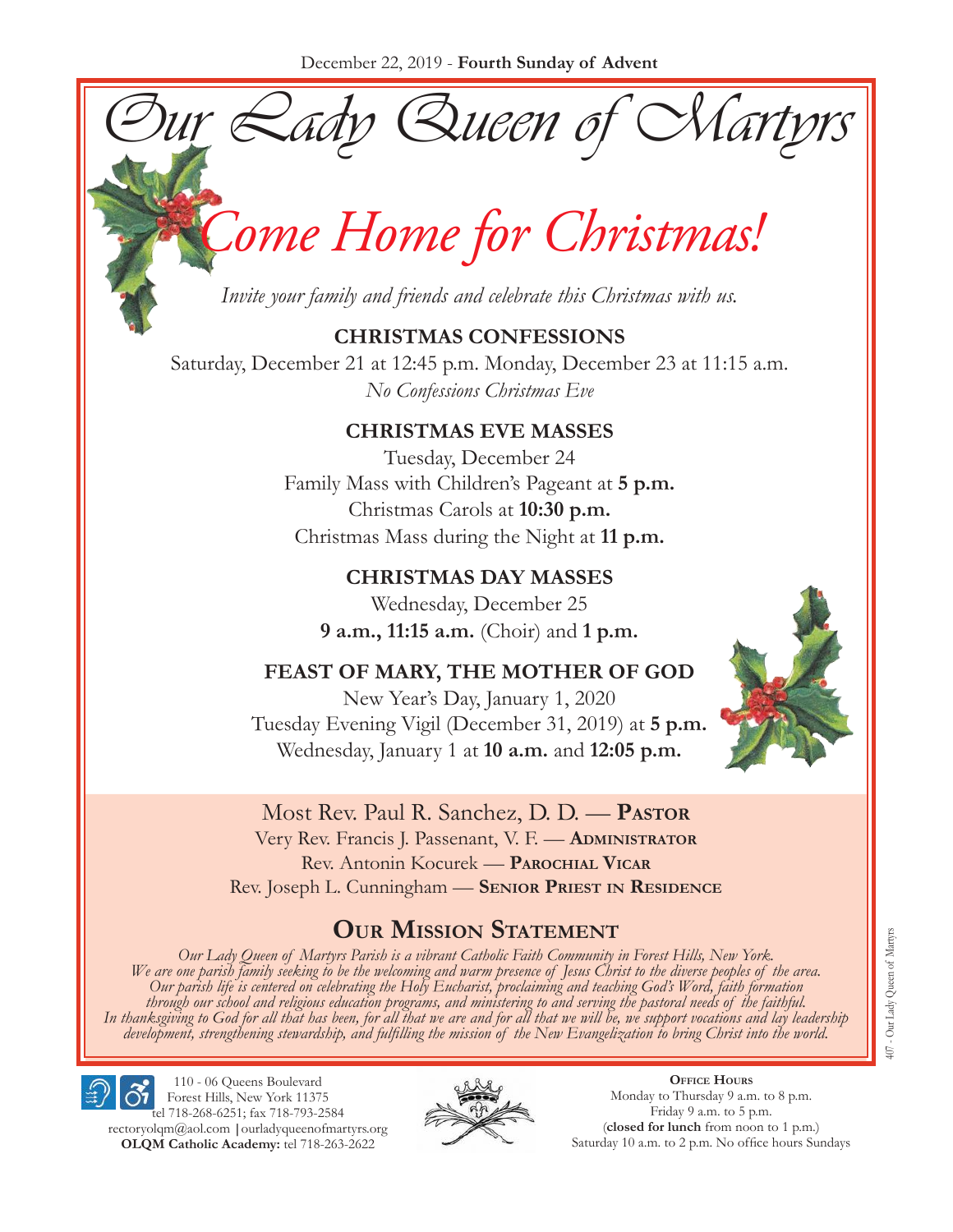December 22, 2019 - **Fourth Sunday of Advent**

# *Our Lady Queen of Martyrs*

## *Come Home for Christmas!*

*Invite your family and friends and celebrate this Christmas with us.*

### CHRISTMAS CONFESSIONS

Saturday, December 21 at 12:45 p.m. Monday, December 23 at 11:15 a.m.

*No Confessions Christmas Eve*

### CHRISTMAS EVE MASSES

Tuesday, December 24

Family Mass with Children's Pageant at **5 p.m.**

Christmas Carols at **10:30 p.m.**

Christmas Mass during the Night at **11 p.m.**

### CHRISTMAS DAY MASSES

Wednesday, December 25

**9 a.m., 11:15 a.m.** (Choir) and **1 p.m.**

### FEAST OF MARY, THE MOTHER OF GOD

New Year's Day, January 1, 2020

Tuesday Evening Vigil (December 31, 2019) at **5 p.m.**

Wednesday, January 1 at **10 a.m.** and **12:05 p.m.**

Most Rev. Paul R. Sanchez, D. D. — **Pastor**

Very Rev. Francis J. Passenant, V. F. — **Administrator**

Rev. Antonin Kocurek — **Parochial Vicar**

Rev. Joseph L. Cunningham — **Senior Priest in Residence**

## Our Mission Statement

*Our Lady Queen of Martyrs Parish is a vibrant Catholic Faith Community in Forest Hills, New York. We are one parish family seeking to be the welcoming and warm presence of Jesus Christ to the diverse peoples of the area. Our parish life is centered on celebrating the Holy Eucharist, proclaiming and teaching God's Word, faith formation through our school and religious education programs, and ministering to and serving the pastoral needs of the faithful. In thanksgiving to God for all that has been, for all that we are and for all that we will be, we support vocations and lay leadership development, strengthening stewardship, and fulfilling the mission of the New Evangelization to bring Christ into the world.*

110 - 06 Queens Boulevard
Forest Hills, New York 11375
tel 718-268-6251; fax 718-793-2584
rectoryolqm@aol.com | ourladyqueenofmartyrs.org
**OLQM Catholic Academy:** tel 718-263-2622

**Office Hours**
Monday to Thursday 9 a.m. to 8 p.m.
Friday 9 a.m. to 5 p.m.
(**closed for lunch** from noon to 1 p.m.)
Saturday 10 a.m. to 2 p.m. No office hours Sundays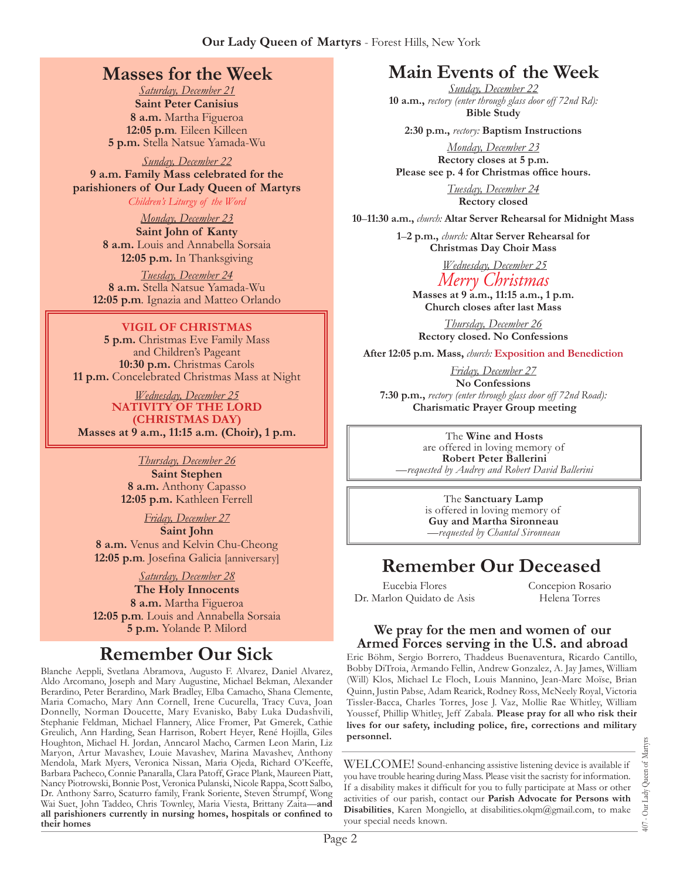## Masses for the Week

*Saturday, December 21*
**Saint Peter Canisius**
**8 a.m.** Martha Figueroa
**12:05 p.m**. Eileen Killeen
**5 p.m.** Stella Natsue Yamada-Wu

*Sunday, December 22*
**9 a.m. Family Mass celebrated for the parishioners of Our Lady Queen of Martyrs**
*Children's Liturgy of the Word*

*Monday, December 23*
**Saint John of Kanty**
**8 a.m.** Louis and Annabella Sorsaia
**12:05 p.m.** In Thanksgiving

*Tuesday, December 24*
**8 a.m.** Stella Natsue Yamada-Wu
**12:05 p.m**. Ignazia and Matteo Orlando

**VIGIL OF CHRISTMAS**
**5 p.m.** Christmas Eve Family Mass and Children's Pageant
**10:30 p.m.** Christmas Carols
**11 p.m.** Concelebrated Christmas Mass at Night

*Wednesday, December 25*
**NATIVITY OF THE LORD (CHRISTMAS DAY)**
**Masses at 9 a.m., 11:15 a.m. (Choir), 1 p.m.**

*Thursday, December 26*
**Saint Stephen**
**8 a.m.** Anthony Capasso
**12:05 p.m.** Kathleen Ferrell

*Friday, December 27*
**Saint John**
**8 a.m.** Venus and Kelvin Chu-Cheong
**12:05 p.m**. Josefina Galicia [anniversary]

*Saturday, December 28*
**The Holy Innocents**
**8 a.m.** Martha Figueroa
**12:05 p.m**. Louis and Annabella Sorsaia
**5 p.m.** Yolande P. Milord

## Remember Our Sick

Blanche Aeppli, Svetlana Abramova, Augusto F. Alvarez, Daniel Alvarez, Aldo Arcomano, Joseph and Mary Augustine, Michael Bekman, Alexander Berardino, Peter Berardino, Mark Bradley, Elba Camacho, Shana Clemente, Maria Comacho, Mary Ann Cornell, Irene Cucurella, Tracy Cuva, Joan Donnelly, Norman Doucette, Mary Evanisko, Baby Luka Dudashvili, Stephanie Feldman, Michael Flannery, Alice Fromer, Pat Gmerek, Cathie Greulich, Ann Harding, Sean Harrison, Robert Heyer, René Hojilla, Giles Houghton, Michael H. Jordan, Anncarol Macho, Carmen Leon Marin, Liz Maryon, Artur Mavashev, Louie Mavashev, Marina Mavashev, Anthony Mendola, Mark Myers, Veronica Nissan, Maria Ojeda, Richard O'Keeffe, Barbara Pacheco, Connie Panaralla, Clara Patoff, Grace Plank, Maureen Piatt, Nancy Piotrowski, Bonnie Post, Veronica Pulanski, Nicole Rappa, Scott Salbo, Dr. Anthony Sarro, Scaturro family, Frank Soriente, Steven Strumpf, Wong Wai Suet, John Taddeo, Chris Townley, Maria Viesta, Brittany Zaita—**and all parishioners currently in nursing homes, hospitals or confined to their homes**

## Main Events of the Week

*Sunday, December 22*
**10 a.m.,** *rectory (enter through glass door off 72nd Rd):* **Bible Study**

**2:30 p.m.,** *rectory:* **Baptism Instructions**

*Monday, December 23*
**Rectory closes at 5 p.m.**
**Please see p. 4 for Christmas office hours.**

*Tuesday, December 24*
**Rectory closed**

**10–11:30 a.m.,** *church:* **Altar Server Rehearsal for Midnight Mass**

**1–2 p.m.,** *church:* **Altar Server Rehearsal for Christmas Day Choir Mass**

*Wednesday, December 25*
*Merry Christmas*
**Masses at 9 a.m., 11:15 a.m., 1 p.m.**
**Church closes after last Mass**

*Thursday, December 26*
**Rectory closed. No Confessions**

**After 12:05 p.m. Mass,** *church:* **Exposition and Benediction**

*Friday, December 27*
**No Confessions**
**7:30 p.m.,** *rectory (enter through glass door off 72nd Road):* **Charismatic Prayer Group meeting**

The **Wine and Hosts** are offered in loving memory of **Robert Peter Ballerini**
*—requested by Audrey and Robert David Ballerini*

The **Sanctuary Lamp** is offered in loving memory of **Guy and Martha Sironneau**
*—requested by Chantal Sironneau*

## Remember Our Deceased

Eucebia Flores
Dr. Marlon Quidato de Asis
Concepion Rosario
Helena Torres

### We pray for the men and women of our Armed Forces serving in the U.S. and abroad

Eric Böhm, Sergio Borrero, Thaddeus Buenaventura, Ricardo Cantillo, Bobby DiTroia, Armando Fellin, Andrew Gonzalez, A. Jay James, William (Will) Klos, Michael Le Floch, Louis Mannino, Jean-Marc Moïse, Brian Quinn, Justin Pabse, Adam Rearick, Rodney Ross, McNeely Royal, Victoria Tissler-Bacca, Charles Torres, Jose J. Vaz, Mollie Rae Whitley, William Youssef, Phillip Whitley, Jeff Zabala. **Please pray for all who risk their lives for our safety, including police, fire, corrections and military personnel.**

WELCOME! Sound-enhancing assistive listening device is available if you have trouble hearing during Mass. Please visit the sacristy for information. If a disability makes it difficult for you to fully participate at Mass or other activities of our parish, contact our **Parish Advocate for Persons with Disabilities**, Karen Mongiello, at disabilities.olqm@gmail.com, to make your special needs known.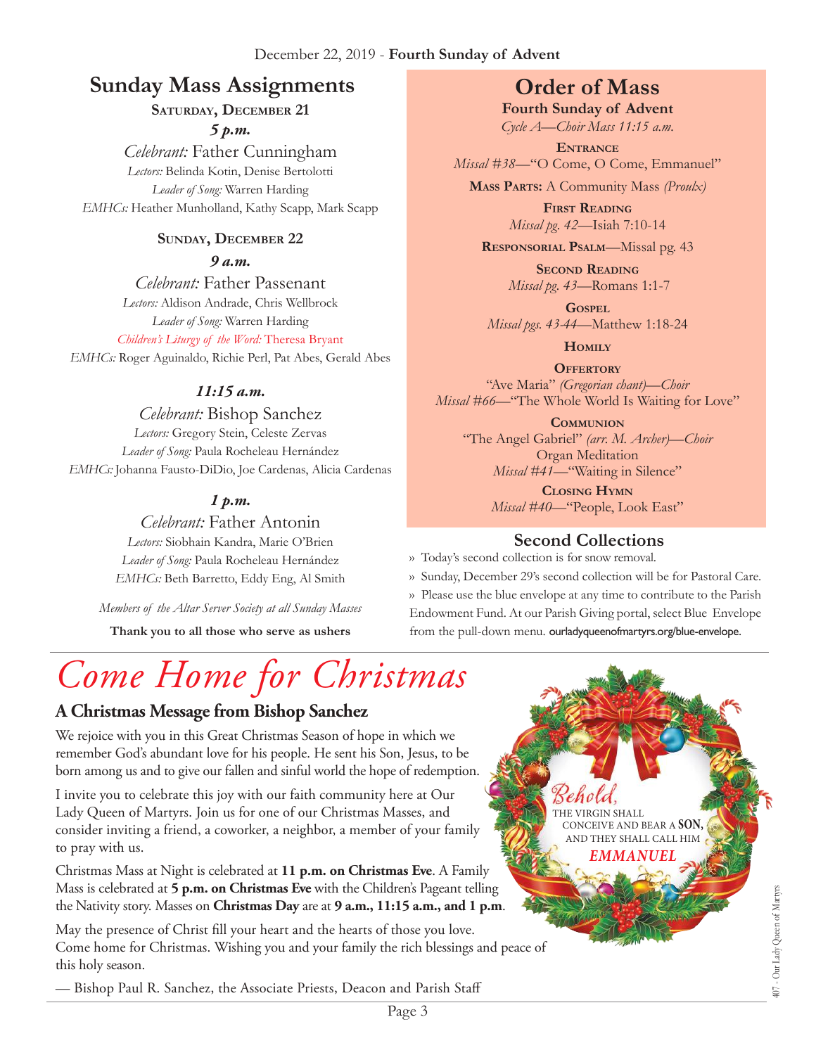December 22, 2019 - **Fourth Sunday of Advent**

## Sunday Mass Assignments

**SATURDAY, DECEMBER 21**

***5 p.m.***

*Celebrant:* Father Cunningham
*Lectors:* Belinda Kotin, Denise Bertolotti
*Leader of Song:* Warren Harding
*EMHCs:* Heather Munholland, Kathy Scapp, Mark Scapp

**SUNDAY, DECEMBER 22**

***9 a.m.***

*Celebrant:* Father Passenant
*Lectors:* Aldison Andrade, Chris Wellbrock
*Leader of Song:* Warren Harding
*Children's Liturgy of the Word:* Theresa Bryant
*EMHCs:* Roger Aguinaldo, Richie Perl, Pat Abes, Gerald Abes

***11:15 a.m.***

*Celebrant:* Bishop Sanchez
*Lectors:* Gregory Stein, Celeste Zervas
*Leader of Song:* Paula Rocheleau Hernández
*EMHCs:* Johanna Fausto-DiDio, Joe Cardenas, Alicia Cardenas

***1 p.m.***

*Celebrant:* Father Antonin
*Lectors:* Siobhain Kandra, Marie O'Brien
*Leader of Song:* Paula Rocheleau Hernández
*EMHCs:* Beth Barretto, Eddy Eng, Al Smith

*Members of the Altar Server Society at all Sunday Masses*

**Thank you to all those who serve as ushers**

## Order of Mass

**Fourth Sunday of Advent**
*Cycle A—Choir Mass 11:15 a.m.*

**ENTRANCE**
*Missal #38*—"O Come, O Come, Emmanuel"

**MASS PARTS:** A Community Mass *(Proulx)*

**FIRST READING**
*Missal pg. 42*—Isiah 7:10-14

**RESPONSORIAL PSALM**—Missal pg. 43

**SECOND READING**
*Missal pg. 43*—Romans 1:1-7

**GOSPEL**
*Missal pgs. 43-44*—Matthew 1:18-24

**HOMILY**

**OFFERTORY**
"Ave Maria" *(Gregorian chant)—Choir*
*Missal #66*—"The Whole World Is Waiting for Love"

**COMMUNION**
"The Angel Gabriel" *(arr. M. Archer)—Choir*
Organ Meditation
*Missal #41*—"Waiting in Silence"

**CLOSING HYMN**
*Missal #40*—"People, Look East"

## Second Collections

» Today's second collection is for snow removal.

» Sunday, December 29's second collection will be for Pastoral Care.

» Please use the blue envelope at any time to contribute to the Parish Endowment Fund. At our Parish Giving portal, select Blue Envelope from the pull-down menu. ourladyqueenofmartyrs.org/blue-envelope.

# *Come Home for Christmas*

### A Christmas Message from Bishop Sanchez

We rejoice with you in this Great Christmas Season of hope in which we remember God's abundant love for his people. He sent his Son, Jesus, to be born among us and to give our fallen and sinful world the hope of redemption.

I invite you to celebrate this joy with our faith community here at Our Lady Queen of Martyrs. Join us for one of our Christmas Masses, and consider inviting a friend, a coworker, a neighbor, a member of your family to pray with us.

Christmas Mass at Night is celebrated at **11 p.m. on Christmas Eve**. A Family Mass is celebrated at **5 p.m. on Christmas Eve** with the Children's Pageant telling the Nativity story. Masses on **Christmas Day** are at **9 a.m., 11:15 a.m., and 1 p.m**.

May the presence of Christ fill your heart and the hearts of those you love. Come home for Christmas. Wishing you and your family the rich blessings and peace of this holy season.

— Bishop Paul R. Sanchez, the Associate Priests, Deacon and Parish Staff

*Behold,* THE VIRGIN SHALL CONCEIVE AND BEAR A **SON**, AND THEY SHALL CALL HIM ***EMMANUEL***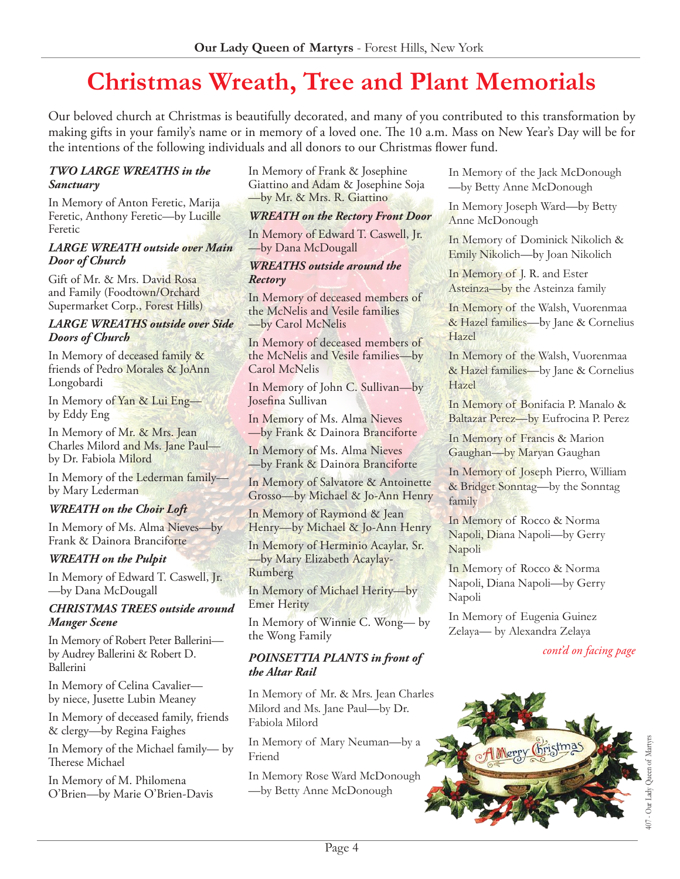# Christmas Wreath, Tree and Plant Memorials

Our beloved church at Christmas is beautifully decorated, and many of you contributed to this transformation by making gifts in your family's name or in memory of a loved one. The 10 a.m. Mass on New Year's Day will be for the intentions of the following individuals and all donors to our Christmas flower fund.

***TWO LARGE WREATHS in the Sanctuary***

In Memory of Anton Feretic, Marija Feretic, Anthony Feretic—by Lucille Feretic

***LARGE WREATH outside over Main Door of Church***

Gift of Mr. & Mrs. David Rosa and Family (Foodtown/Orchard Supermarket Corp., Forest Hills)

***LARGE WREATHS outside over Side Doors of Church***

In Memory of deceased family & friends of Pedro Morales & JoAnn Longobardi

In Memory of Yan & Lui Eng—by Eddy Eng

In Memory of Mr. & Mrs. Jean Charles Milord and Ms. Jane Paul—by Dr. Fabiola Milord

In Memory of the Lederman family—by Mary Lederman

***WREATH on the Choir Loft***

In Memory of Ms. Alma Nieves—by Frank & Dainora Branciforte

***WREATH on the Pulpit***

In Memory of Edward T. Caswell, Jr. —by Dana McDougall

***CHRISTMAS TREES outside around Manger Scene***

In Memory of Robert Peter Ballerini—by Audrey Ballerini & Robert D. Ballerini

In Memory of Celina Cavalier—by niece, Jusette Lubin Meaney

In Memory of deceased family, friends & clergy—by Regina Faighes

In Memory of the Michael family— by Therese Michael

In Memory of M. Philomena O'Brien—by Marie O'Brien-Davis

In Memory of Frank & Josephine Giattino and Adam & Josephine Soja —by Mr. & Mrs. R. Giattino

***WREATH on the Rectory Front Door***

In Memory of Edward T. Caswell, Jr. —by Dana McDougall

***WREATHS outside around the Rectory***

In Memory of deceased members of the McNelis and Vesile families —by Carol McNelis

In Memory of deceased members of the McNelis and Vesile families—by Carol McNelis

In Memory of John C. Sullivan—by Josefina Sullivan

In Memory of Ms. Alma Nieves —by Frank & Dainora Branciforte

In Memory of Ms. Alma Nieves —by Frank & Dainora Branciforte

In Memory of Salvatore & Antoinette Grosso—by Michael & Jo-Ann Henry

In Memory of Raymond & Jean Henry—by Michael & Jo-Ann Henry

In Memory of Herminio Acaylar, Sr. —by Mary Elizabeth Acaylay-Rumberg

In Memory of Michael Herity—by Emer Herity

In Memory of Winnie C. Wong— by the Wong Family

***POINSETTIA PLANTS in front of the Altar Rail***

In Memory of Mr. & Mrs. Jean Charles Milord and Ms. Jane Paul—by Dr. Fabiola Milord

In Memory of Mary Neuman—by a Friend

In Memory Rose Ward McDonough —by Betty Anne McDonough

In Memory of the Jack McDonough —by Betty Anne McDonough

In Memory Joseph Ward—by Betty Anne McDonough

In Memory of Dominick Nikolich & Emily Nikolich—by Joan Nikolich

In Memory of J. R. and Ester Asteinza—by the Asteinza family

In Memory of the Walsh, Vuorenmaa & Hazel families—by Jane & Cornelius Hazel

In Memory of the Walsh, Vuorenmaa & Hazel families—by Jane & Cornelius Hazel

In Memory of Bonifacia P. Manalo & Baltazar Perez—by Eufrocina P. Perez

In Memory of Francis & Marion Gaughan—by Maryan Gaughan

In Memory of Joseph Pierro, William & Bridget Sonntag—by the Sonntag family

In Memory of Rocco & Norma Napoli, Diana Napoli—by Gerry Napoli

In Memory of Rocco & Norma Napoli, Diana Napoli—by Gerry Napoli

In Memory of Eugenia Guinez Zelaya— by Alexandra Zelaya

*cont'd on facing page*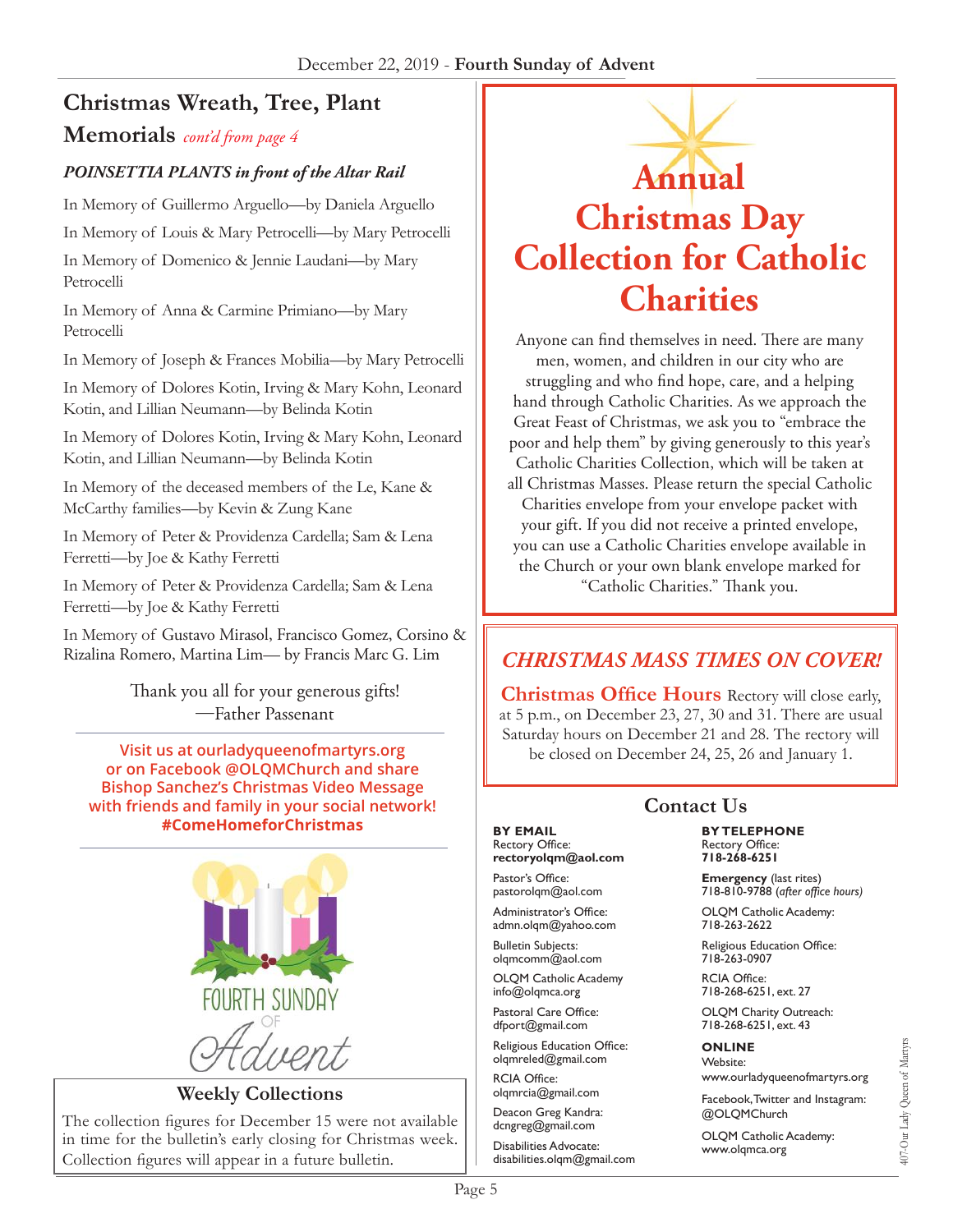## Christmas Wreath, Tree, Plant Memorials *cont'd from page 4*

### *POINSETTIA PLANTS in front of the Altar Rail*

In Memory of Guillermo Arguello—by Daniela Arguello

In Memory of Louis & Mary Petrocelli—by Mary Petrocelli

In Memory of Domenico & Jennie Laudani—by Mary Petrocelli

In Memory of Anna & Carmine Primiano—by Mary Petrocelli

In Memory of Joseph & Frances Mobilia—by Mary Petrocelli

In Memory of Dolores Kotin, Irving & Mary Kohn, Leonard Kotin, and Lillian Neumann—by Belinda Kotin

In Memory of Dolores Kotin, Irving & Mary Kohn, Leonard Kotin, and Lillian Neumann—by Belinda Kotin

In Memory of the deceased members of the Le, Kane & McCarthy families—by Kevin & Zung Kane

In Memory of Peter & Providenza Cardella; Sam & Lena Ferretti—by Joe & Kathy Ferretti

In Memory of Peter & Providenza Cardella; Sam & Lena Ferretti—by Joe & Kathy Ferretti

In Memory of Gustavo Mirasol, Francisco Gomez, Corsino & Rizalina Romero, Martina Lim— by Francis Marc G. Lim

Thank you all for your generous gifts!
—Father Passenant

**Visit us at ourladyqueenofmartyrs.org or on Facebook @OLQMChurch and share Bishop Sanchez's Christmas Video Message with friends and family in your social network! #ComeHomeforChristmas**

FOURTH SUNDAY OF Advent

## Weekly Collections

The collection figures for December 15 were not available in time for the bulletin's early closing for Christmas week. Collection figures will appear in a future bulletin.

# Annual Christmas Day Collection for Catholic Charities

Anyone can find themselves in need. There are many men, women, and children in our city who are struggling and who find hope, care, and a helping hand through Catholic Charities. As we approach the Great Feast of Christmas, we ask you to "embrace the poor and help them" by giving generously to this year's Catholic Charities Collection, which will be taken at all Christmas Masses. Please return the special Catholic Charities envelope from your envelope packet with your gift. If you did not receive a printed envelope, you can use a Catholic Charities envelope available in the Church or your own blank envelope marked for "Catholic Charities." Thank you.

## *CHRISTMAS MASS TIMES ON COVER!*

**Christmas Office Hours** Rectory will close early, at 5 p.m., on December 23, 27, 30 and 31. There are usual Saturday hours on December 21 and 28. The rectory will be closed on December 24, 25, 26 and January 1.

## Contact Us

**BY EMAIL**

Rectory Office:
**rectoryolqm@aol.com**

Pastor's Office:
pastorolqm@aol.com

Administrator's Office:
admn.olqm@yahoo.com

Bulletin Subjects:
olqmcomm@aol.com

OLQM Catholic Academy
info@olqmca.org

Pastoral Care Office:
dfport@gmail.com

Religious Education Office:
olqmreled@gmail.com

RCIA Office:
olqmrcia@gmail.com

Deacon Greg Kandra:
dcngreg@gmail.com

Disabilities Advocate:
disabilities.olqm@gmail.com

**BY TELEPHONE**

Rectory Office:
**718-268-6251**

**Emergency** (last rites)
718-810-9788 (*after office hours*)

OLQM Catholic Academy:
718-263-2622

Religious Education Office:
718-263-0907

RCIA Office:
718-268-6251, ext. 27

OLQM Charity Outreach:
718-268-6251, ext. 43

**ONLINE**

Website:
www.ourladyqueenofmartyrs.org

Facebook, Twitter and Instagram:
@OLQMChurch

OLQM Catholic Academy:
www.olqmca.org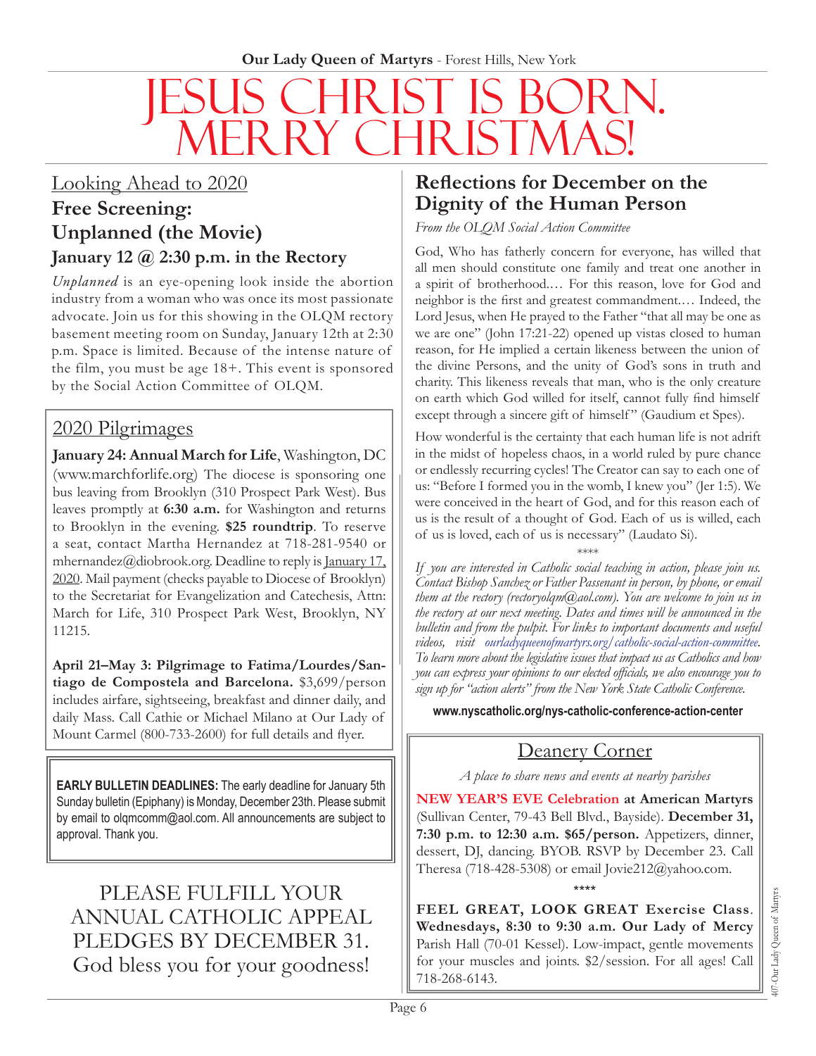# JESUS CHRIST IS BORN. MERRY CHRISTMAS!

## Looking Ahead to 2020

### Free Screening: Unplanned (the Movie)

### January 12 @ 2:30 p.m. in the Rectory

*Unplanned* is an eye-opening look inside the abortion industry from a woman who was once its most passionate advocate. Join us for this showing in the OLQM rectory basement meeting room on Sunday, January 12th at 2:30 p.m. Space is limited. Because of the intense nature of the film, you must be age 18+. This event is sponsored by the Social Action Committee of OLQM.

## 2020 Pilgrimages

**January 24: Annual March for Life**, Washington, DC (www.marchforlife.org) The diocese is sponsoring one bus leaving from Brooklyn (310 Prospect Park West). Bus leaves promptly at **6:30 a.m.** for Washington and returns to Brooklyn in the evening. **$25 roundtrip**. To reserve a seat, contact Martha Hernandez at 718-281-9540 or mhernandez@diobrook.org. Deadline to reply is January 17, 2020. Mail payment (checks payable to Diocese of Brooklyn) to the Secretariat for Evangelization and Catechesis, Attn: March for Life, 310 Prospect Park West, Brooklyn, NY 11215.

**April 21–May 3: Pilgrimage to Fatima/Lourdes/Santiago de Compostela and Barcelona.** $3,699/person includes airfare, sightseeing, breakfast and dinner daily, and daily Mass. Call Cathie or Michael Milano at Our Lady of Mount Carmel (800-733-2600) for full details and flyer.

**EARLY BULLETIN DEADLINES:** The early deadline for January 5th Sunday bulletin (Epiphany) is Monday, December 23th. Please submit by email to olqmcomm@aol.com. All announcements are subject to approval. Thank you.

PLEASE FULFILL YOUR ANNUAL CATHOLIC APPEAL PLEDGES BY DECEMBER 31.
God bless you for your goodness!

## Reflections for December on the Dignity of the Human Person

*From the OLQM Social Action Committee*

God, Who has fatherly concern for everyone, has willed that all men should constitute one family and treat one another in a spirit of brotherhood.… For this reason, love for God and neighbor is the first and greatest commandment.… Indeed, the Lord Jesus, when He prayed to the Father "that all may be one as we are one" (John 17:21-22) opened up vistas closed to human reason, for He implied a certain likeness between the union of the divine Persons, and the unity of God's sons in truth and charity. This likeness reveals that man, who is the only creature on earth which God willed for itself, cannot fully find himself except through a sincere gift of himself" (Gaudium et Spes).

How wonderful is the certainty that each human life is not adrift in the midst of hopeless chaos, in a world ruled by pure chance or endlessly recurring cycles! The Creator can say to each one of us: "Before I formed you in the womb, I knew you" (Jer 1:5). We were conceived in the heart of God, and for this reason each of us is the result of a thought of God. Each of us is willed, each of us is loved, each of us is necessary" (Laudato Si).

\*\*\*\*

*If you are interested in Catholic social teaching in action, please join us. Contact Bishop Sanchez or Father Passenant in person, by phone, or email them at the rectory (rectoryolqm@aol.com). You are welcome to join us in the rectory at our next meeting. Dates and times will be announced in the bulletin and from the pulpit. For links to important documents and useful videos, visit ourladyqueenofmartyrs.org/catholic-social-action-committee. To learn more about the legislative issues that impact us as Catholics and how you can express your opinions to our elected officials, we also encourage you to sign up for "action alerts" from the New York State Catholic Conference.*

**www.nyscatholic.org/nys-catholic-conference-action-center**

## Deanery Corner

*A place to share news and events at nearby parishes*

**NEW YEAR'S EVE Celebration at American Martyrs** (Sullivan Center, 79-43 Bell Blvd., Bayside). **December 31, 7:30 p.m. to 12:30 a.m. $65/person.** Appetizers, dinner, dessert, DJ, dancing. BYOB. RSVP by December 23. Call Theresa (718-428-5308) or email Jovie212@yahoo.com.

\*\*\*\*

**FEEL GREAT, LOOK GREAT Exercise Class. Wednesdays, 8:30 to 9:30 a.m. Our Lady of Mercy** Parish Hall (70-01 Kessel). Low-impact, gentle movements for your muscles and joints. $2/session. For all ages! Call 718-268-6143.